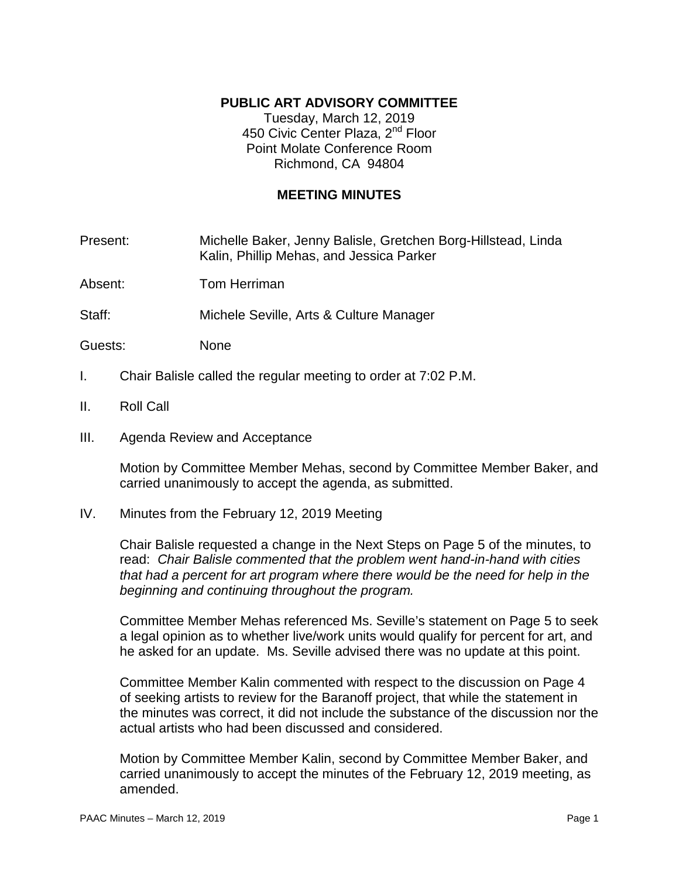# PUBLIC ART ADVISORY COMMITTEE

Tuesday, March 12, 2019
450 Civic Center Plaza, 2nd Floor
Point Molate Conference Room
Richmond, CA 94804

## MEETING MINUTES

Present: Michelle Baker, Jenny Balisle, Gretchen Borg-Hillstead, Linda Kalin, Phillip Mehas, and Jessica Parker

Absent: Tom Herriman

Staff: Michele Seville, Arts & Culture Manager

Guests: None

I. Chair Balisle called the regular meeting to order at 7:02 P.M.

II. Roll Call

III. Agenda Review and Acceptance

Motion by Committee Member Mehas, second by Committee Member Baker, and carried unanimously to accept the agenda, as submitted.

IV. Minutes from the February 12, 2019 Meeting

Chair Balisle requested a change in the Next Steps on Page 5 of the minutes, to read: *Chair Balisle commented that the problem went hand-in-hand with cities that had a percent for art program where there would be the need for help in the beginning and continuing throughout the program.*

Committee Member Mehas referenced Ms. Seville's statement on Page 5 to seek a legal opinion as to whether live/work units would qualify for percent for art, and he asked for an update. Ms. Seville advised there was no update at this point.

Committee Member Kalin commented with respect to the discussion on Page 4 of seeking artists to review for the Baranoff project, that while the statement in the minutes was correct, it did not include the substance of the discussion nor the actual artists who had been discussed and considered.

Motion by Committee Member Kalin, second by Committee Member Baker, and carried unanimously to accept the minutes of the February 12, 2019 meeting, as amended.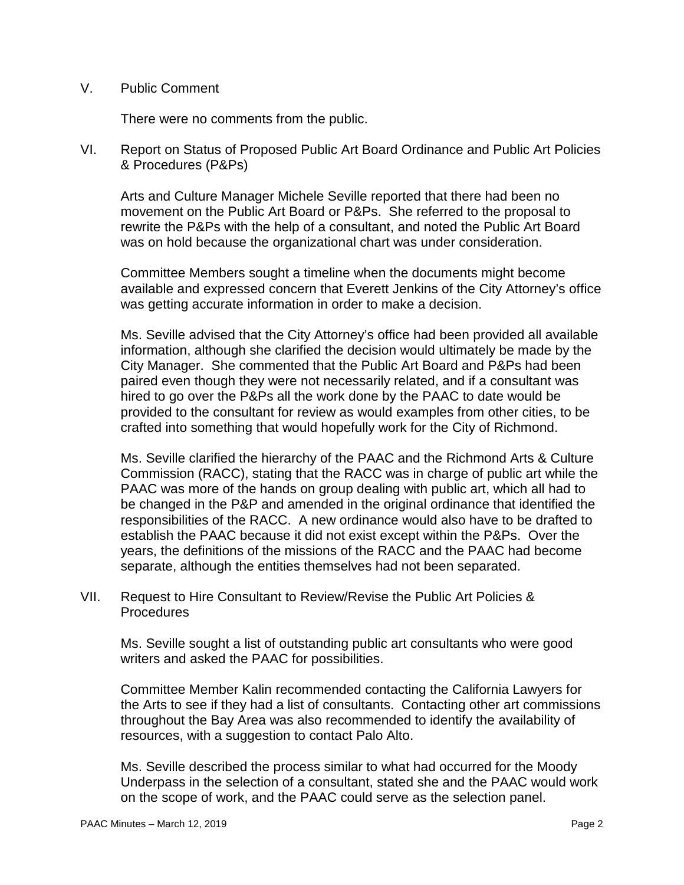V. Public Comment

There were no comments from the public.

VI. Report on Status of Proposed Public Art Board Ordinance and Public Art Policies & Procedures (P&Ps)

Arts and Culture Manager Michele Seville reported that there had been no movement on the Public Art Board or P&Ps. She referred to the proposal to rewrite the P&Ps with the help of a consultant, and noted the Public Art Board was on hold because the organizational chart was under consideration.

Committee Members sought a timeline when the documents might become available and expressed concern that Everett Jenkins of the City Attorney's office was getting accurate information in order to make a decision.

Ms. Seville advised that the City Attorney's office had been provided all available information, although she clarified the decision would ultimately be made by the City Manager. She commented that the Public Art Board and P&Ps had been paired even though they were not necessarily related, and if a consultant was hired to go over the P&Ps all the work done by the PAAC to date would be provided to the consultant for review as would examples from other cities, to be crafted into something that would hopefully work for the City of Richmond.

Ms. Seville clarified the hierarchy of the PAAC and the Richmond Arts & Culture Commission (RACC), stating that the RACC was in charge of public art while the PAAC was more of the hands on group dealing with public art, which all had to be changed in the P&P and amended in the original ordinance that identified the responsibilities of the RACC. A new ordinance would also have to be drafted to establish the PAAC because it did not exist except within the P&Ps. Over the years, the definitions of the missions of the RACC and the PAAC had become separate, although the entities themselves had not been separated.

VII. Request to Hire Consultant to Review/Revise the Public Art Policies & Procedures

Ms. Seville sought a list of outstanding public art consultants who were good writers and asked the PAAC for possibilities.

Committee Member Kalin recommended contacting the California Lawyers for the Arts to see if they had a list of consultants. Contacting other art commissions throughout the Bay Area was also recommended to identify the availability of resources, with a suggestion to contact Palo Alto.

Ms. Seville described the process similar to what had occurred for the Moody Underpass in the selection of a consultant, stated she and the PAAC would work on the scope of work, and the PAAC could serve as the selection panel.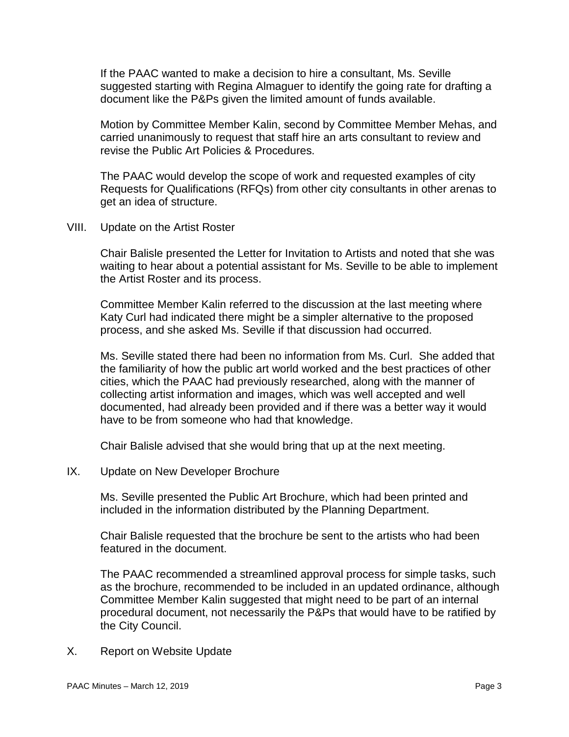If the PAAC wanted to make a decision to hire a consultant, Ms. Seville suggested starting with Regina Almaguer to identify the going rate for drafting a document like the P&Ps given the limited amount of funds available.

Motion by Committee Member Kalin, second by Committee Member Mehas, and carried unanimously to request that staff hire an arts consultant to review and revise the Public Art Policies & Procedures.

The PAAC would develop the scope of work and requested examples of city Requests for Qualifications (RFQs) from other city consultants in other arenas to get an idea of structure.

VIII. Update on the Artist Roster

Chair Balisle presented the Letter for Invitation to Artists and noted that she was waiting to hear about a potential assistant for Ms. Seville to be able to implement the Artist Roster and its process.

Committee Member Kalin referred to the discussion at the last meeting where Katy Curl had indicated there might be a simpler alternative to the proposed process, and she asked Ms. Seville if that discussion had occurred.

Ms. Seville stated there had been no information from Ms. Curl. She added that the familiarity of how the public art world worked and the best practices of other cities, which the PAAC had previously researched, along with the manner of collecting artist information and images, which was well accepted and well documented, had already been provided and if there was a better way it would have to be from someone who had that knowledge.

Chair Balisle advised that she would bring that up at the next meeting.

IX. Update on New Developer Brochure

Ms. Seville presented the Public Art Brochure, which had been printed and included in the information distributed by the Planning Department.

Chair Balisle requested that the brochure be sent to the artists who had been featured in the document.

The PAAC recommended a streamlined approval process for simple tasks, such as the brochure, recommended to be included in an updated ordinance, although Committee Member Kalin suggested that might need to be part of an internal procedural document, not necessarily the P&Ps that would have to be ratified by the City Council.

X. Report on Website Update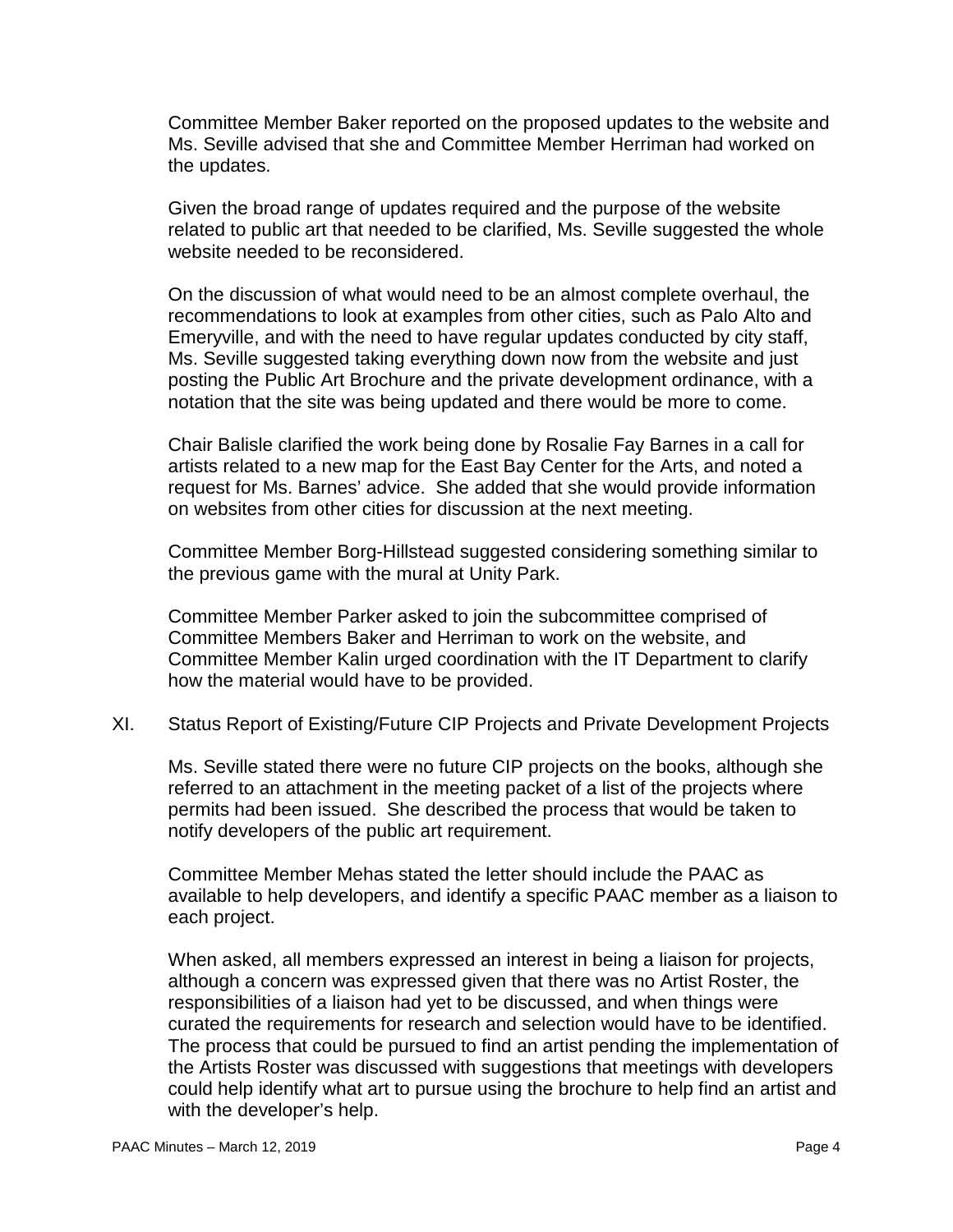Committee Member Baker reported on the proposed updates to the website and Ms. Seville advised that she and Committee Member Herriman had worked on the updates.

Given the broad range of updates required and the purpose of the website related to public art that needed to be clarified, Ms. Seville suggested the whole website needed to be reconsidered.

On the discussion of what would need to be an almost complete overhaul, the recommendations to look at examples from other cities, such as Palo Alto and Emeryville, and with the need to have regular updates conducted by city staff, Ms. Seville suggested taking everything down now from the website and just posting the Public Art Brochure and the private development ordinance, with a notation that the site was being updated and there would be more to come.

Chair Balisle clarified the work being done by Rosalie Fay Barnes in a call for artists related to a new map for the East Bay Center for the Arts, and noted a request for Ms. Barnes' advice. She added that she would provide information on websites from other cities for discussion at the next meeting.

Committee Member Borg-Hillstead suggested considering something similar to the previous game with the mural at Unity Park.

Committee Member Parker asked to join the subcommittee comprised of Committee Members Baker and Herriman to work on the website, and Committee Member Kalin urged coordination with the IT Department to clarify how the material would have to be provided.

XI. Status Report of Existing/Future CIP Projects and Private Development Projects

Ms. Seville stated there were no future CIP projects on the books, although she referred to an attachment in the meeting packet of a list of the projects where permits had been issued. She described the process that would be taken to notify developers of the public art requirement.

Committee Member Mehas stated the letter should include the PAAC as available to help developers, and identify a specific PAAC member as a liaison to each project.

When asked, all members expressed an interest in being a liaison for projects, although a concern was expressed given that there was no Artist Roster, the responsibilities of a liaison had yet to be discussed, and when things were curated the requirements for research and selection would have to be identified. The process that could be pursued to find an artist pending the implementation of the Artists Roster was discussed with suggestions that meetings with developers could help identify what art to pursue using the brochure to help find an artist and with the developer's help.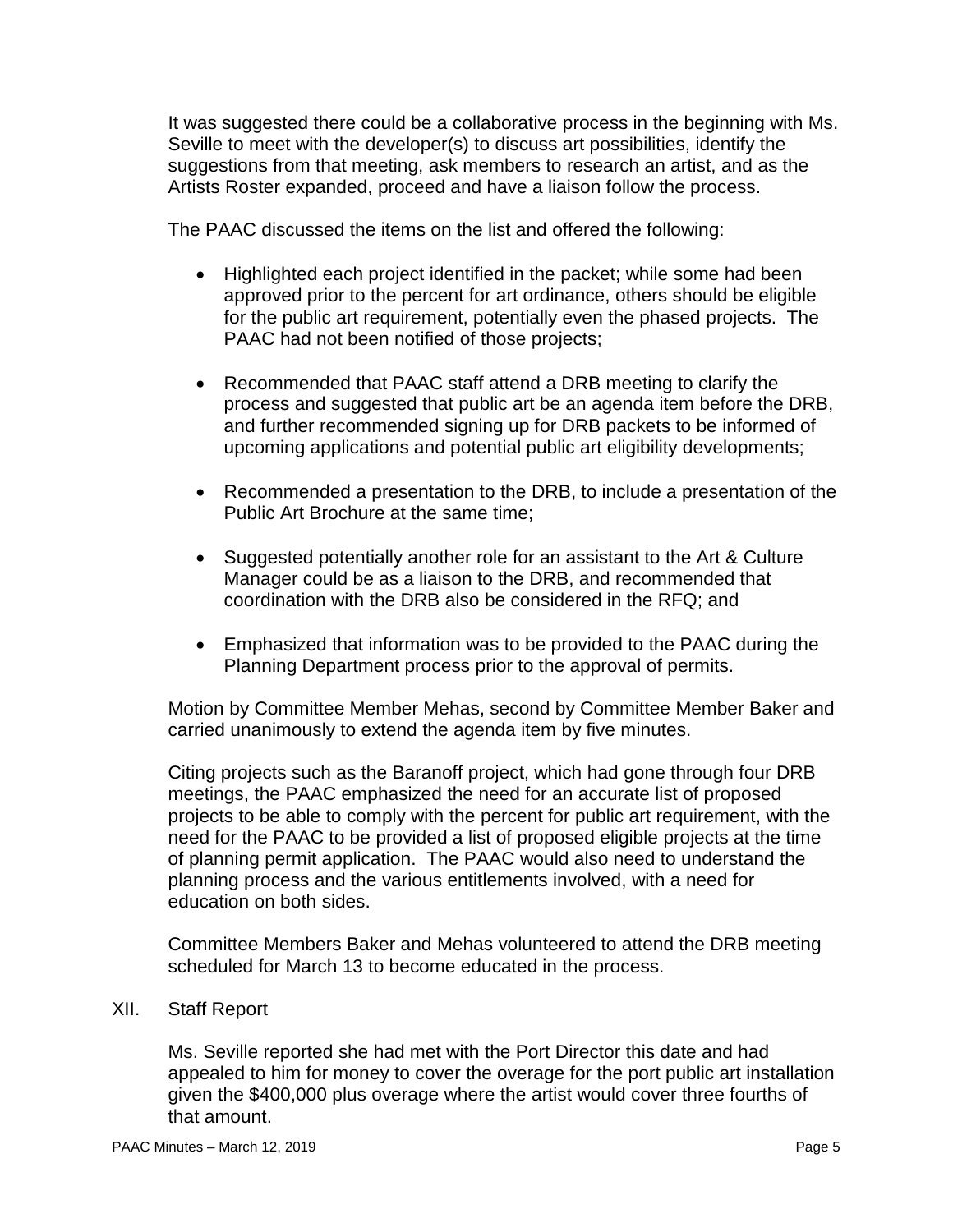It was suggested there could be a collaborative process in the beginning with Ms. Seville to meet with the developer(s) to discuss art possibilities, identify the suggestions from that meeting, ask members to research an artist, and as the Artists Roster expanded, proceed and have a liaison follow the process.

The PAAC discussed the items on the list and offered the following:

- Highlighted each project identified in the packet; while some had been approved prior to the percent for art ordinance, others should be eligible for the public art requirement, potentially even the phased projects. The PAAC had not been notified of those projects;
- Recommended that PAAC staff attend a DRB meeting to clarify the process and suggested that public art be an agenda item before the DRB, and further recommended signing up for DRB packets to be informed of upcoming applications and potential public art eligibility developments;
- Recommended a presentation to the DRB, to include a presentation of the Public Art Brochure at the same time;
- Suggested potentially another role for an assistant to the Art & Culture Manager could be as a liaison to the DRB, and recommended that coordination with the DRB also be considered in the RFQ; and
- Emphasized that information was to be provided to the PAAC during the Planning Department process prior to the approval of permits.

Motion by Committee Member Mehas, second by Committee Member Baker and carried unanimously to extend the agenda item by five minutes.

Citing projects such as the Baranoff project, which had gone through four DRB meetings, the PAAC emphasized the need for an accurate list of proposed projects to be able to comply with the percent for public art requirement, with the need for the PAAC to be provided a list of proposed eligible projects at the time of planning permit application. The PAAC would also need to understand the planning process and the various entitlements involved, with a need for education on both sides.

Committee Members Baker and Mehas volunteered to attend the DRB meeting scheduled for March 13 to become educated in the process.

XII. Staff Report

Ms. Seville reported she had met with the Port Director this date and had appealed to him for money to cover the overage for the port public art installation given the $400,000 plus overage where the artist would cover three fourths of that amount.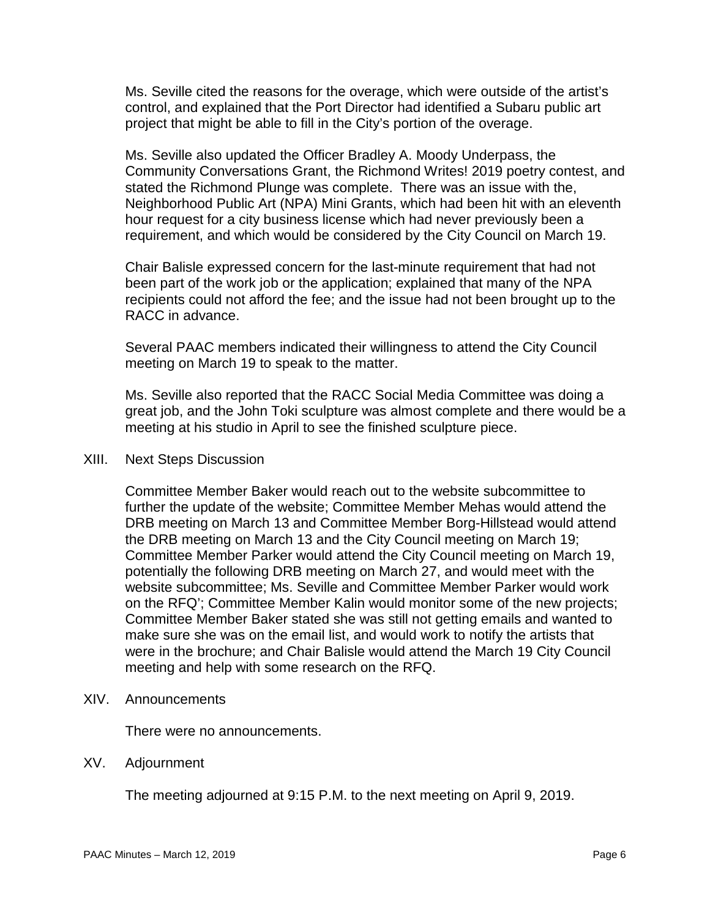Ms. Seville cited the reasons for the overage, which were outside of the artist's control, and explained that the Port Director had identified a Subaru public art project that might be able to fill in the City's portion of the overage.

Ms. Seville also updated the Officer Bradley A. Moody Underpass, the Community Conversations Grant, the Richmond Writes! 2019 poetry contest, and stated the Richmond Plunge was complete. There was an issue with the, Neighborhood Public Art (NPA) Mini Grants, which had been hit with an eleventh hour request for a city business license which had never previously been a requirement, and which would be considered by the City Council on March 19.

Chair Balisle expressed concern for the last-minute requirement that had not been part of the work job or the application; explained that many of the NPA recipients could not afford the fee; and the issue had not been brought up to the RACC in advance.

Several PAAC members indicated their willingness to attend the City Council meeting on March 19 to speak to the matter.

Ms. Seville also reported that the RACC Social Media Committee was doing a great job, and the John Toki sculpture was almost complete and there would be a meeting at his studio in April to see the finished sculpture piece.

XIII. Next Steps Discussion

Committee Member Baker would reach out to the website subcommittee to further the update of the website; Committee Member Mehas would attend the DRB meeting on March 13 and Committee Member Borg-Hillstead would attend the DRB meeting on March 13 and the City Council meeting on March 19; Committee Member Parker would attend the City Council meeting on March 19, potentially the following DRB meeting on March 27, and would meet with the website subcommittee; Ms. Seville and Committee Member Parker would work on the RFQ'; Committee Member Kalin would monitor some of the new projects; Committee Member Baker stated she was still not getting emails and wanted to make sure she was on the email list, and would work to notify the artists that were in the brochure; and Chair Balisle would attend the March 19 City Council meeting and help with some research on the RFQ.

XIV. Announcements

There were no announcements.

XV. Adjournment

The meeting adjourned at 9:15 P.M. to the next meeting on April 9, 2019.